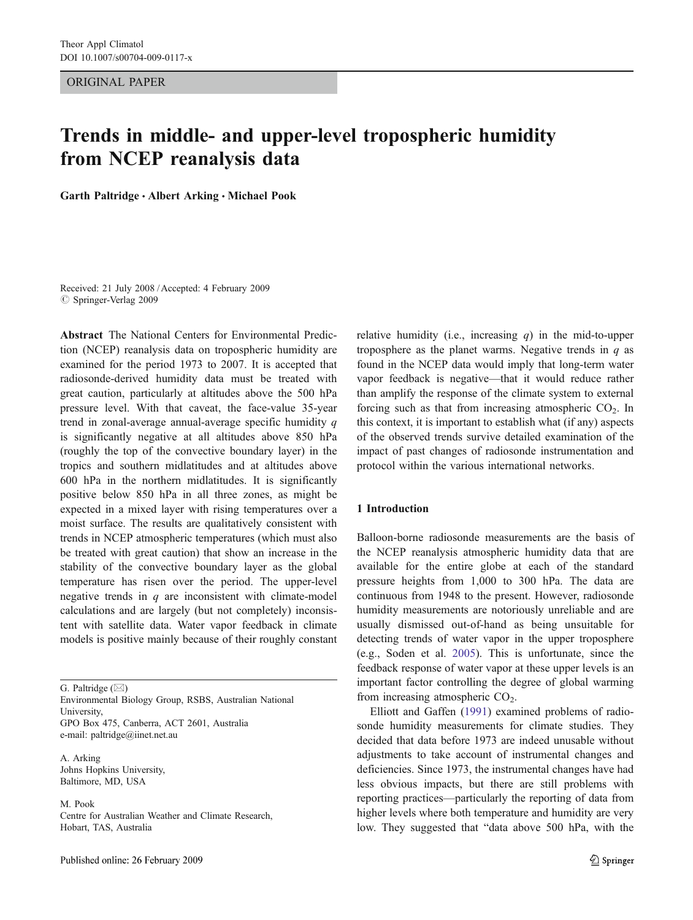ORIGINAL PAPER

# Trends in middle- and upper-level tropospheric humidity from NCEP reanalysis data

**Garth Paltridge · Albert Arking · Michael Pook**

Received: 21 July 2008 / Accepted: 4 February 2009
© Springer-Verlag 2009

**Abstract** The National Centers for Environmental Prediction (NCEP) reanalysis data on tropospheric humidity are examined for the period 1973 to 2007. It is accepted that radiosonde-derived humidity data must be treated with great caution, particularly at altitudes above the 500 hPa pressure level. With that caveat, the face-value 35-year trend in zonal-average annual-average specific humidity *q* is significantly negative at all altitudes above 850 hPa (roughly the top of the convective boundary layer) in the tropics and southern midlatitudes and at altitudes above 600 hPa in the northern midlatitudes. It is significantly positive below 850 hPa in all three zones, as might be expected in a mixed layer with rising temperatures over a moist surface. The results are qualitatively consistent with trends in NCEP atmospheric temperatures (which must also be treated with great caution) that show an increase in the stability of the convective boundary layer as the global temperature has risen over the period. The upper-level negative trends in *q* are inconsistent with climate-model calculations and are largely (but not completely) inconsistent with satellite data. Water vapor feedback in climate models is positive mainly because of their roughly constant relative humidity (i.e., increasing *q*) in the mid-to-upper troposphere as the planet warms. Negative trends in *q* as found in the NCEP data would imply that long-term water vapor feedback is negative—that it would reduce rather than amplify the response of the climate system to external forcing such as that from increasing atmospheric $CO_2$. In this context, it is important to establish what (if any) aspects of the observed trends survive detailed examination of the impact of past changes of radiosonde instrumentation and protocol within the various international networks.

G. Paltridge (✉)
Environmental Biology Group, RSBS, Australian National University,
GPO Box 475, Canberra, ACT 2601, Australia
e-mail: paltridge@iinet.net.au

A. Arking
Johns Hopkins University,
Baltimore, MD, USA

M. Pook
Centre for Australian Weather and Climate Research,
Hobart, TAS, Australia

## 1 Introduction

Balloon-borne radiosonde measurements are the basis of the NCEP reanalysis atmospheric humidity data that are available for the entire globe at each of the standard pressure heights from 1,000 to 300 hPa. The data are continuous from 1948 to the present. However, radiosonde humidity measurements are notoriously unreliable and are usually dismissed out-of-hand as being unsuitable for detecting trends of water vapor in the upper troposphere (e.g., Soden et al. 2005). This is unfortunate, since the feedback response of water vapor at these upper levels is an important factor controlling the degree of global warming from increasing atmospheric $CO_2$.

Elliott and Gaffen (1991) examined problems of radiosonde humidity measurements for climate studies. They decided that data before 1973 are indeed unusable without adjustments to take account of instrumental changes and deficiencies. Since 1973, the instrumental changes have had less obvious impacts, but there are still problems with reporting practices—particularly the reporting of data from higher levels where both temperature and humidity are very low. They suggested that "data above 500 hPa, with the

Published online: 26 February 2009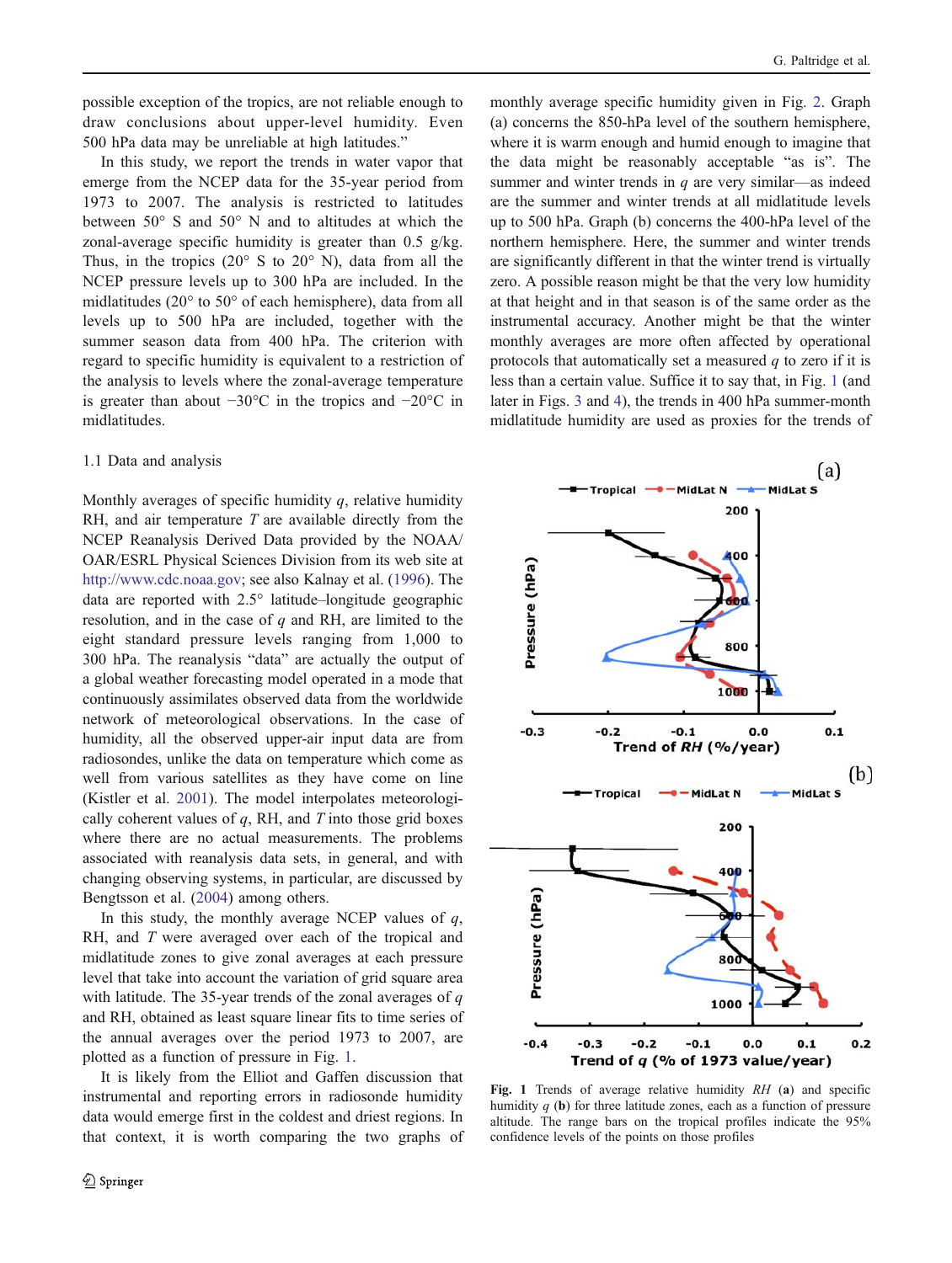possible exception of the tropics, are not reliable enough to draw conclusions about upper-level humidity. Even 500 hPa data may be unreliable at high latitudes."

In this study, we report the trends in water vapor that emerge from the NCEP data for the 35-year period from 1973 to 2007. The analysis is restricted to latitudes between 50° S and 50° N and to altitudes at which the zonal-average specific humidity is greater than 0.5 g/kg. Thus, in the tropics (20° S to 20° N), data from all the NCEP pressure levels up to 300 hPa are included. In the midlatitudes (20° to 50° of each hemisphere), data from all levels up to 500 hPa are included, together with the summer season data from 400 hPa. The criterion with regard to specific humidity is equivalent to a restriction of the analysis to levels where the zonal-average temperature is greater than about −30°C in the tropics and −20°C in midlatitudes.

### 1.1 Data and analysis

Monthly averages of specific humidity *q*, relative humidity RH, and air temperature *T* are available directly from the NCEP Reanalysis Derived Data provided by the NOAA/OAR/ESRL Physical Sciences Division from its web site at http://www.cdc.noaa.gov; see also Kalnay et al. (1996). The data are reported with 2.5° latitude–longitude geographic resolution, and in the case of *q* and RH, are limited to the eight standard pressure levels ranging from 1,000 to 300 hPa. The reanalysis "data" are actually the output of a global weather forecasting model operated in a mode that continuously assimilates observed data from the worldwide network of meteorological observations. In the case of humidity, all the observed upper-air input data are from radiosondes, unlike the data on temperature which come as well from various satellites as they have come on line (Kistler et al. 2001). The model interpolates meteorologically coherent values of *q*, RH, and *T* into those grid boxes where there are no actual measurements. The problems associated with reanalysis data sets, in general, and with changing observing systems, in particular, are discussed by Bengtsson et al. (2004) among others.

In this study, the monthly average NCEP values of *q*, RH, and *T* were averaged over each of the tropical and midlatitude zones to give zonal averages at each pressure level that take into account the variation of grid square area with latitude. The 35-year trends of the zonal averages of *q* and RH, obtained as least square linear fits to time series of the annual averages over the period 1973 to 2007, are plotted as a function of pressure in Fig. 1.

It is likely from the Elliot and Gaffen discussion that instrumental and reporting errors in radiosonde humidity data would emerge first in the coldest and driest regions. In that context, it is worth comparing the two graphs of monthly average specific humidity given in Fig. 2. Graph (a) concerns the 850-hPa level of the southern hemisphere, where it is warm enough and humid enough to imagine that the data might be reasonably acceptable "as is". The summer and winter trends in *q* are very similar—as indeed are the summer and winter trends at all midlatitude levels up to 500 hPa. Graph (b) concerns the 400-hPa level of the northern hemisphere. Here, the summer and winter trends are significantly different in that the winter trend is virtually zero. A possible reason might be that the very low humidity at that height and in that season is of the same order as the instrumental accuracy. Another might be that the winter monthly averages are more often affected by operational protocols that automatically set a measured *q* to zero if it is less than a certain value. Suffice it to say that, in Fig. 1 (and later in Figs. 3 and 4), the trends in 400 hPa summer-month midlatitude humidity are used as proxies for the trends of

**Fig. 1** Trends of average relative humidity *RH* (**a**) and specific humidity *q* (**b**) for three latitude zones, each as a function of pressure altitude. The range bars on the tropical profiles indicate the 95% confidence levels of the points on those profiles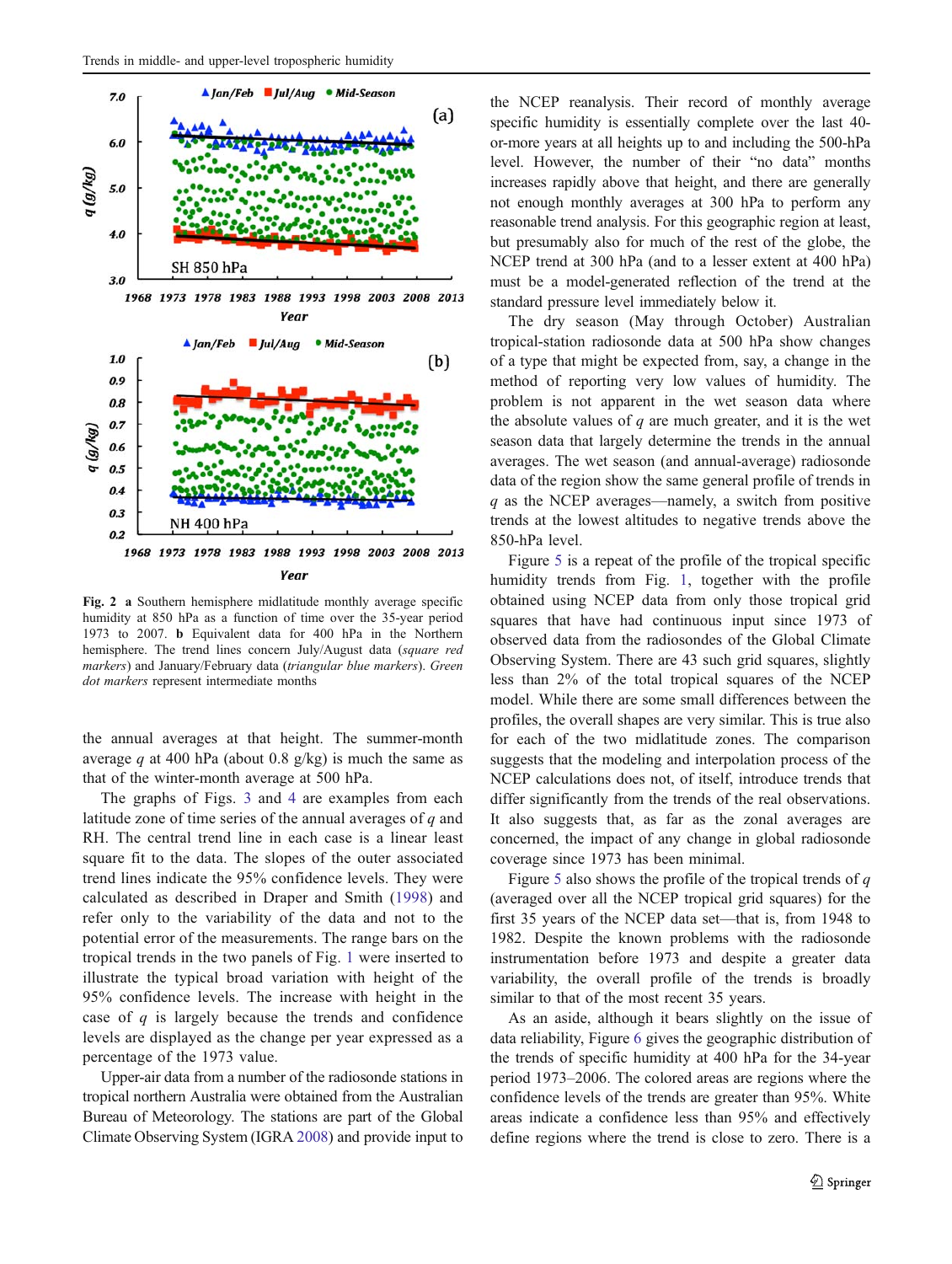**Fig. 2** **a** Southern hemisphere midlatitude monthly average specific humidity at 850 hPa as a function of time over the 35-year period 1973 to 2007. **b** Equivalent data for 400 hPa in the Northern hemisphere. The trend lines concern July/August data (*square red markers*) and January/February data (*triangular blue markers*). *Green dot markers* represent intermediate months

the annual averages at that height. The summer-month average $q$ at 400 hPa (about 0.8 g/kg) is much the same as that of the winter-month average at 500 hPa.

The graphs of Figs. 3 and 4 are examples from each latitude zone of time series of the annual averages of $q$ and RH. The central trend line in each case is a linear least square fit to the data. The slopes of the outer associated trend lines indicate the 95% confidence levels. They were calculated as described in Draper and Smith (1998) and refer only to the variability of the data and not to the potential error of the measurements. The range bars on the tropical trends in the two panels of Fig. 1 were inserted to illustrate the typical broad variation with height of the 95% confidence levels. The increase with height in the case of $q$ is largely because the trends and confidence levels are displayed as the change per year expressed as a percentage of the 1973 value.

Upper-air data from a number of the radiosonde stations in tropical northern Australia were obtained from the Australian Bureau of Meteorology. The stations are part of the Global Climate Observing System (IGRA 2008) and provide input to the NCEP reanalysis. Their record of monthly average specific humidity is essentially complete over the last 40-or-more years at all heights up to and including the 500-hPa level. However, the number of their "no data" months increases rapidly above that height, and there are generally not enough monthly averages at 300 hPa to perform any reasonable trend analysis. For this geographic region at least, but presumably also for much of the rest of the globe, the NCEP trend at 300 hPa (and to a lesser extent at 400 hPa) must be a model-generated reflection of the trend at the standard pressure level immediately below it.

The dry season (May through October) Australian tropical-station radiosonde data at 500 hPa show changes of a type that might be expected from, say, a change in the method of reporting very low values of humidity. The problem is not apparent in the wet season data where the absolute values of $q$ are much greater, and it is the wet season data that largely determine the trends in the annual averages. The wet season (and annual-average) radiosonde data of the region show the same general profile of trends in $q$ as the NCEP averages—namely, a switch from positive trends at the lowest altitudes to negative trends above the 850-hPa level.

Figure 5 is a repeat of the profile of the tropical specific humidity trends from Fig. 1, together with the profile obtained using NCEP data from only those tropical grid squares that have had continuous input since 1973 of observed data from the radiosondes of the Global Climate Observing System. There are 43 such grid squares, slightly less than 2% of the total tropical squares of the NCEP model. While there are some small differences between the profiles, the overall shapes are very similar. This is true also for each of the two midlatitude zones. The comparison suggests that the modeling and interpolation process of the NCEP calculations does not, of itself, introduce trends that differ significantly from the trends of the real observations. It also suggests that, as far as the zonal averages are concerned, the impact of any change in global radiosonde coverage since 1973 has been minimal.

Figure 5 also shows the profile of the tropical trends of $q$ (averaged over all the NCEP tropical grid squares) for the first 35 years of the NCEP data set—that is, from 1948 to 1982. Despite the known problems with the radiosonde instrumentation before 1973 and despite a greater data variability, the overall profile of the trends is broadly similar to that of the most recent 35 years.

As an aside, although it bears slightly on the issue of data reliability, Figure 6 gives the geographic distribution of the trends of specific humidity at 400 hPa for the 34-year period 1973–2006. The colored areas are regions where the confidence levels of the trends are greater than 95%. White areas indicate a confidence less than 95% and effectively define regions where the trend is close to zero. There is a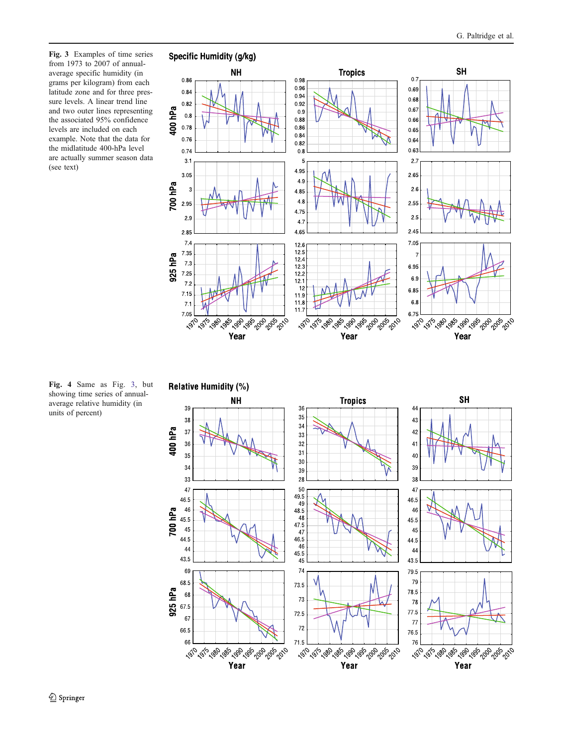**Fig. 3** Examples of time series from 1973 to 2007 of annual-average specific humidity (in grams per kilogram) from each latitude zone and for three pressure levels. A linear trend line and two outer lines representing the associated 95% confidence levels are included on each example. Note that the data for the midlatitude 400-hPa level are actually summer season data (see text)

**Fig. 4** Same as Fig. 3, but showing time series of annual-average relative humidity (in units of percent)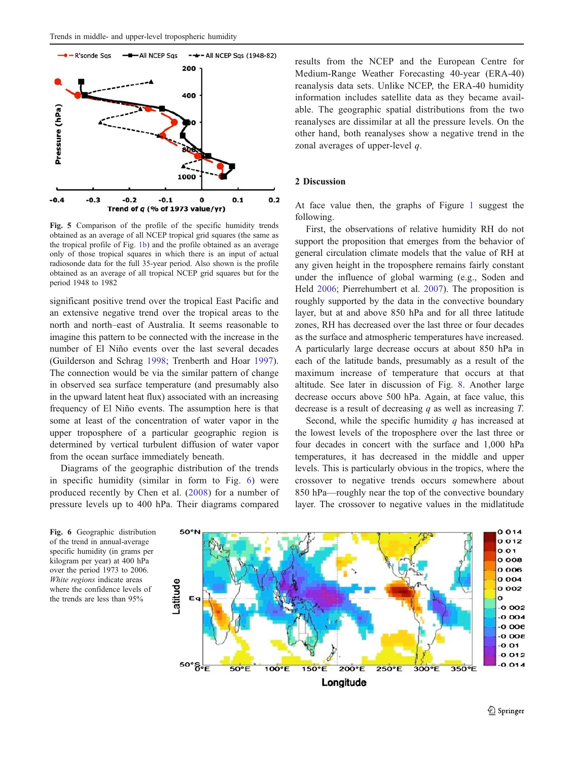Fig. 5 Comparison of the profile of the specific humidity trends obtained as an average of all NCEP tropical grid squares (the same as the tropical profile of Fig. 1b) and the profile obtained as an average only of those tropical squares in which there is an input of actual radiosonde data for the full 35-year period. Also shown is the profile obtained as an average of all tropical NCEP grid squares but for the period 1948 to 1982

significant positive trend over the tropical East Pacific and an extensive negative trend over the tropical areas to the north and north–east of Australia. It seems reasonable to imagine this pattern to be connected with the increase in the number of El Niño events over the last several decades (Guilderson and Schrag 1998; Trenberth and Hoar 1997). The connection would be via the similar pattern of change in observed sea surface temperature (and presumably also in the upward latent heat flux) associated with an increasing frequency of El Niño events. The assumption here is that some at least of the concentration of water vapor in the upper troposphere of a particular geographic region is determined by vertical turbulent diffusion of water vapor from the ocean surface immediately beneath.

Diagrams of the geographic distribution of the trends in specific humidity (similar in form to Fig. 6) were produced recently by Chen et al. (2008) for a number of pressure levels up to 400 hPa. Their diagrams compared results from the NCEP and the European Centre for Medium-Range Weather Forecasting 40-year (ERA-40) reanalysis data sets. Unlike NCEP, the ERA-40 humidity information includes satellite data as they became available. The geographic spatial distributions from the two reanalyses are dissimilar at all the pressure levels. On the other hand, both reanalyses show a negative trend in the zonal averages of upper-level $q$.

## 2 Discussion

At face value then, the graphs of Figure 1 suggest the following.

First, the observations of relative humidity RH do not support the proposition that emerges from the behavior of general circulation climate models that the value of RH at any given height in the troposphere remains fairly constant under the influence of global warming (e.g., Soden and Held 2006; Pierrehumbert et al. 2007). The proposition is roughly supported by the data in the convective boundary layer, but at and above 850 hPa and for all three latitude zones, RH has decreased over the last three or four decades as the surface and atmospheric temperatures have increased. A particularly large decrease occurs at about 850 hPa in each of the latitude bands, presumably as a result of the maximum increase of temperature that occurs at that altitude. See later in discussion of Fig. 8. Another large decrease occurs above 500 hPa. Again, at face value, this decrease is a result of decreasing $q$ as well as increasing $T$.

Second, while the specific humidity $q$ has increased at the lowest levels of the troposphere over the last three or four decades in concert with the surface and 1,000 hPa temperatures, it has decreased in the middle and upper levels. This is particularly obvious in the tropics, where the crossover to negative trends occurs somewhere about 850 hPa—roughly near the top of the convective boundary layer. The crossover to negative values in the midlatitude

Fig. 6 Geographic distribution of the trend in annual-average specific humidity (in grams per kilogram per year) at 400 hPa over the period 1973 to 2006. *White regions* indicate areas where the confidence levels of the trends are less than 95%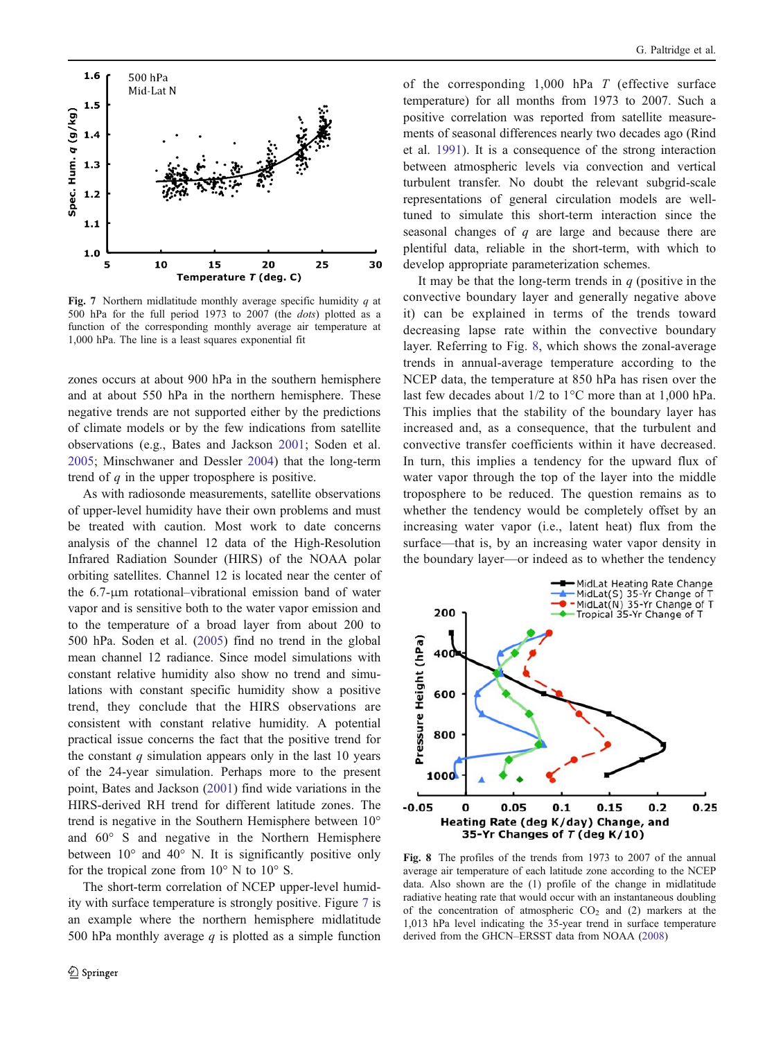Fig. 7 Northern midlatitude monthly average specific humidity $q$ at 500 hPa for the full period 1973 to 2007 (the *dots*) plotted as a function of the corresponding monthly average air temperature at 1,000 hPa. The line is a least squares exponential fit

zones occurs at about 900 hPa in the southern hemisphere and at about 550 hPa in the northern hemisphere. These negative trends are not supported either by the predictions of climate models or by the few indications from satellite observations (e.g., Bates and Jackson 2001; Soden et al. 2005; Minschwaner and Dessler 2004) that the long-term trend of $q$ in the upper troposphere is positive.

As with radiosonde measurements, satellite observations of upper-level humidity have their own problems and must be treated with caution. Most work to date concerns analysis of the channel 12 data of the High-Resolution Infrared Radiation Sounder (HIRS) of the NOAA polar orbiting satellites. Channel 12 is located near the center of the 6.7-μm rotational–vibrational emission band of water vapor and is sensitive both to the water vapor emission and to the temperature of a broad layer from about 200 to 500 hPa. Soden et al. (2005) find no trend in the global mean channel 12 radiance. Since model simulations with constant relative humidity also show no trend and simulations with constant specific humidity show a positive trend, they conclude that the HIRS observations are consistent with constant relative humidity. A potential practical issue concerns the fact that the positive trend for the constant $q$ simulation appears only in the last 10 years of the 24-year simulation. Perhaps more to the present point, Bates and Jackson (2001) find wide variations in the HIRS-derived RH trend for different latitude zones. The trend is negative in the Southern Hemisphere between 10° and 60° S and negative in the Northern Hemisphere between 10° and 40° N. It is significantly positive only for the tropical zone from 10° N to 10° S.

The short-term correlation of NCEP upper-level humidity with surface temperature is strongly positive. Figure 7 is an example where the northern hemisphere midlatitude 500 hPa monthly average $q$ is plotted as a simple function of the corresponding 1,000 hPa $T$ (effective surface temperature) for all months from 1973 to 2007. Such a positive correlation was reported from satellite measurements of seasonal differences nearly two decades ago (Rind et al. 1991). It is a consequence of the strong interaction between atmospheric levels via convection and vertical turbulent transfer. No doubt the relevant subgrid-scale representations of general circulation models are well-tuned to simulate this short-term interaction since the seasonal changes of $q$ are large and because there are plentiful data, reliable in the short-term, with which to develop appropriate parameterization schemes.

It may be that the long-term trends in $q$ (positive in the convective boundary layer and generally negative above it) can be explained in terms of the trends toward decreasing lapse rate within the convective boundary layer. Referring to Fig. 8, which shows the zonal-average trends in annual-average temperature according to the NCEP data, the temperature at 850 hPa has risen over the last few decades about 1/2 to 1°C more than at 1,000 hPa. This implies that the stability of the boundary layer has increased and, as a consequence, that the turbulent and convective transfer coefficients within it have decreased. In turn, this implies a tendency for the upward flux of water vapor through the top of the layer into the middle troposphere to be reduced. The question remains as to whether the tendency would be completely offset by an increasing water vapor (i.e., latent heat) flux from the surface—that is, by an increasing water vapor density in the boundary layer—or indeed as to whether the tendency

Fig. 8 The profiles of the trends from 1973 to 2007 of the annual average air temperature of each latitude zone according to the NCEP data. Also shown are the (1) profile of the change in midlatitude radiative heating rate that would occur with an instantaneous doubling of the concentration of atmospheric $CO_2$ and (2) markers at the 1,013 hPa level indicating the 35-year trend in surface temperature derived from the GHCN–ERSST data from NOAA (2008)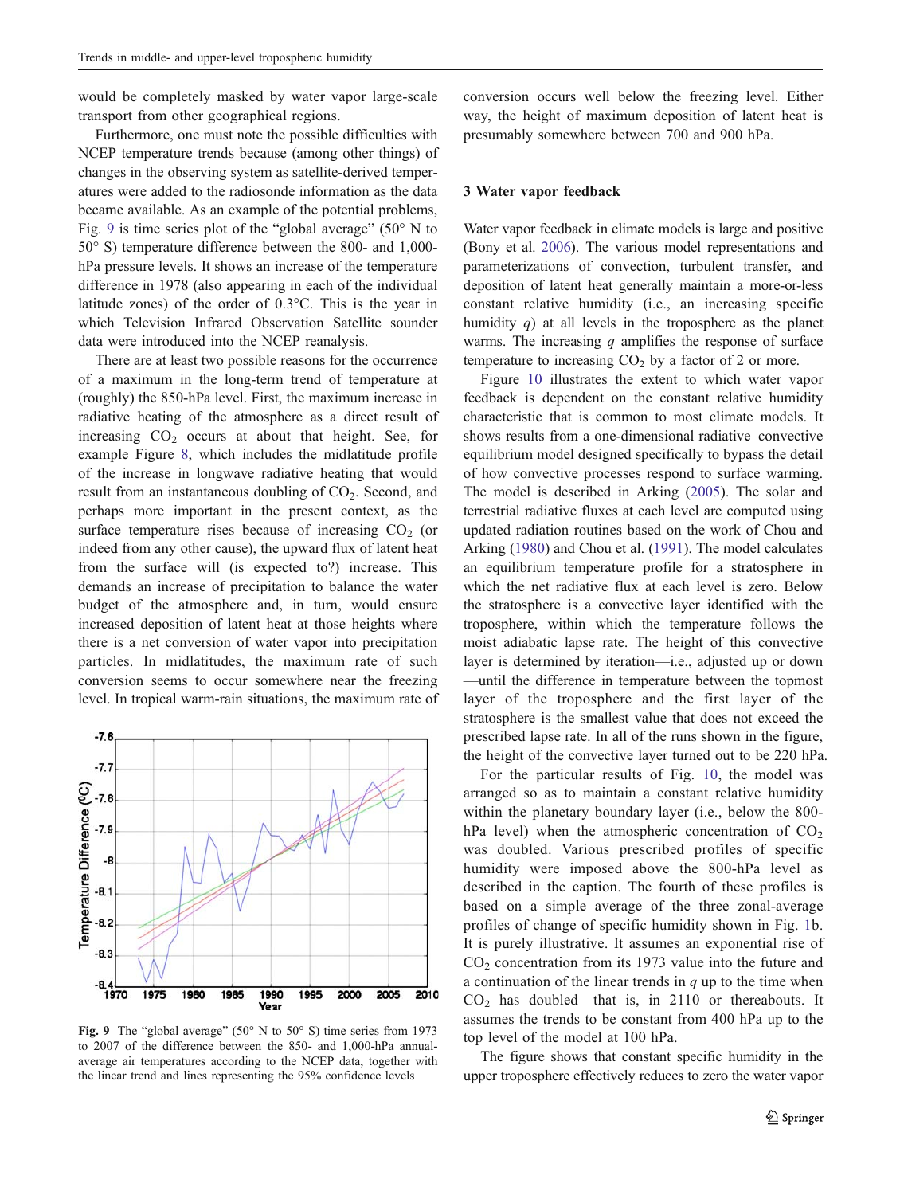would be completely masked by water vapor large-scale transport from other geographical regions.

Furthermore, one must note the possible difficulties with NCEP temperature trends because (among other things) of changes in the observing system as satellite-derived temperatures were added to the radiosonde information as the data became available. As an example of the potential problems, Fig. 9 is time series plot of the "global average" (50° N to 50° S) temperature difference between the 800- and 1,000-hPa pressure levels. It shows an increase of the temperature difference in 1978 (also appearing in each of the individual latitude zones) of the order of 0.3°C. This is the year in which Television Infrared Observation Satellite sounder data were introduced into the NCEP reanalysis.

There are at least two possible reasons for the occurrence of a maximum in the long-term trend of temperature at (roughly) the 850-hPa level. First, the maximum increase in radiative heating of the atmosphere as a direct result of increasing $CO_2$ occurs at about that height. See, for example Figure 8, which includes the midlatitude profile of the increase in longwave radiative heating that would result from an instantaneous doubling of $CO_2$. Second, and perhaps more important in the present context, as the surface temperature rises because of increasing $CO_2$ (or indeed from any other cause), the upward flux of latent heat from the surface will (is expected to?) increase. This demands an increase of precipitation to balance the water budget of the atmosphere and, in turn, would ensure increased deposition of latent heat at those heights where there is a net conversion of water vapor into precipitation particles. In midlatitudes, the maximum rate of such conversion seems to occur somewhere near the freezing level. In tropical warm-rain situations, the maximum rate of conversion occurs well below the freezing level. Either way, the height of maximum deposition of latent heat is presumably somewhere between 700 and 900 hPa.

Fig. 9 The "global average" (50° N to 50° S) time series from 1973 to 2007 of the difference between the 850- and 1,000-hPa annual-average air temperatures according to the NCEP data, together with the linear trend and lines representing the 95% confidence levels

## 3 Water vapor feedback

Water vapor feedback in climate models is large and positive (Bony et al. 2006). The various model representations and parameterizations of convection, turbulent transfer, and deposition of latent heat generally maintain a more-or-less constant relative humidity (i.e., an increasing specific humidity $q$) at all levels in the troposphere as the planet warms. The increasing $q$ amplifies the response of surface temperature to increasing $CO_2$ by a factor of 2 or more.

Figure 10 illustrates the extent to which water vapor feedback is dependent on the constant relative humidity characteristic that is common to most climate models. It shows results from a one-dimensional radiative–convective equilibrium model designed specifically to bypass the detail of how convective processes respond to surface warming. The model is described in Arking (2005). The solar and terrestrial radiative fluxes at each level are computed using updated radiation routines based on the work of Chou and Arking (1980) and Chou et al. (1991). The model calculates an equilibrium temperature profile for a stratosphere in which the net radiative flux at each level is zero. Below the stratosphere is a convective layer identified with the troposphere, within which the temperature follows the moist adiabatic lapse rate. The height of this convective layer is determined by iteration—i.e., adjusted up or down —until the difference in temperature between the topmost layer of the troposphere and the first layer of the stratosphere is the smallest value that does not exceed the prescribed lapse rate. In all of the runs shown in the figure, the height of the convective layer turned out to be 220 hPa.

For the particular results of Fig. 10, the model was arranged so as to maintain a constant relative humidity within the planetary boundary layer (i.e., below the 800-hPa level) when the atmospheric concentration of $CO_2$ was doubled. Various prescribed profiles of specific humidity were imposed above the 800-hPa level as described in the caption. The fourth of these profiles is based on a simple average of the three zonal-average profiles of change of specific humidity shown in Fig. 1b. It is purely illustrative. It assumes an exponential rise of $CO_2$ concentration from its 1973 value into the future and a continuation of the linear trends in $q$ up to the time when $CO_2$ has doubled—that is, in 2110 or thereabouts. It assumes the trends to be constant from 400 hPa up to the top level of the model at 100 hPa.

The figure shows that constant specific humidity in the upper troposphere effectively reduces to zero the water vapor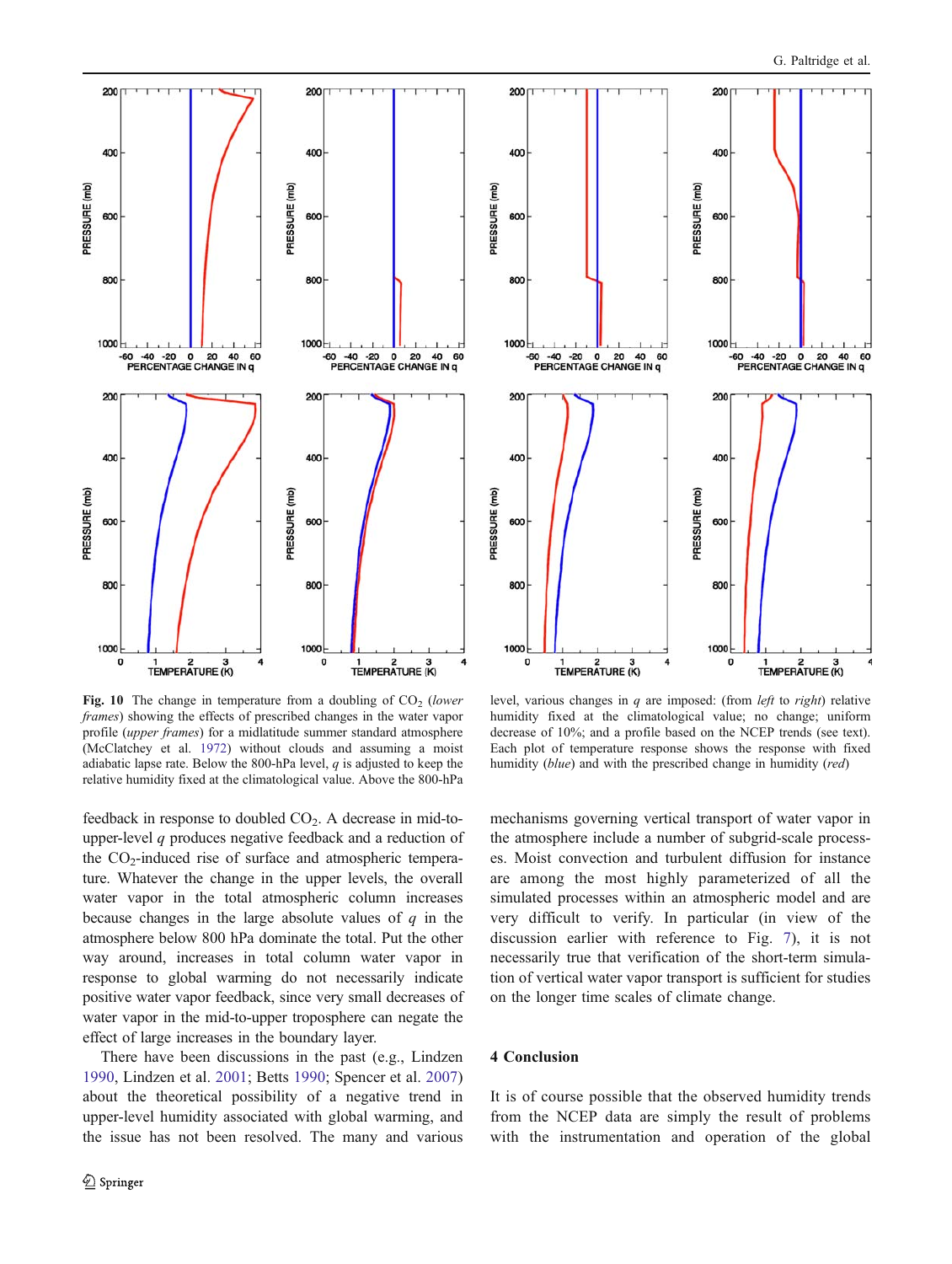**Fig. 10** The change in temperature from a doubling of $CO_2$ (*lower frames*) showing the effects of prescribed changes in the water vapor profile (*upper frames*) for a midlatitude summer standard atmosphere (McClatchey et al. 1972) without clouds and assuming a moist adiabatic lapse rate. Below the 800-hPa level, $q$ is adjusted to keep the relative humidity fixed at the climatological value. Above the 800-hPa level, various changes in $q$ are imposed: (from *left* to *right*) relative humidity fixed at the climatological value; no change; uniform decrease of 10%; and a profile based on the NCEP trends (see text). Each plot of temperature response shows the response with fixed humidity (*blue*) and with the prescribed change in humidity (*red*)

feedback in response to doubled $CO_2$. A decrease in mid-to-upper-level $q$ produces negative feedback and a reduction of the $CO_2$-induced rise of surface and atmospheric temperature. Whatever the change in the upper levels, the overall water vapor in the total atmospheric column increases because changes in the large absolute values of $q$ in the atmosphere below 800 hPa dominate the total. Put the other way around, increases in total column water vapor in response to global warming do not necessarily indicate positive water vapor feedback, since very small decreases of water vapor in the mid-to-upper troposphere can negate the effect of large increases in the boundary layer.

There have been discussions in the past (e.g., Lindzen 1990, Lindzen et al. 2001; Betts 1990; Spencer et al. 2007) about the theoretical possibility of a negative trend in upper-level humidity associated with global warming, and the issue has not been resolved. The many and various mechanisms governing vertical transport of water vapor in the atmosphere include a number of subgrid-scale processes. Moist convection and turbulent diffusion for instance are among the most highly parameterized of all the simulated processes within an atmospheric model and are very difficult to verify. In particular (in view of the discussion earlier with reference to Fig. 7), it is not necessarily true that verification of the short-term simulation of vertical water vapor transport is sufficient for studies on the longer time scales of climate change.

## 4 Conclusion

It is of course possible that the observed humidity trends from the NCEP data are simply the result of problems with the instrumentation and operation of the global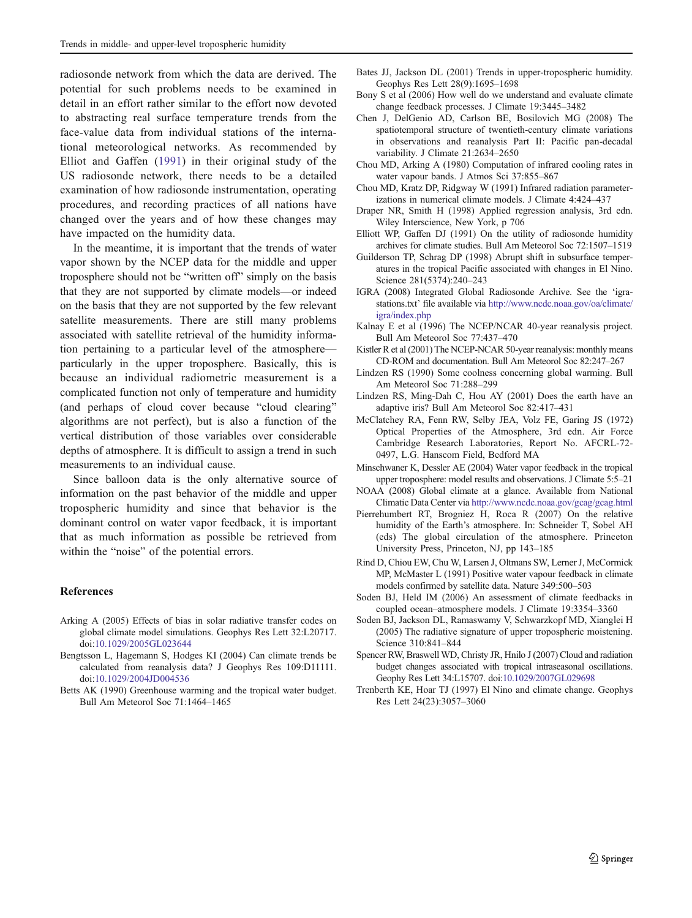radiosonde network from which the data are derived. The potential for such problems needs to be examined in detail in an effort rather similar to the effort now devoted to abstracting real surface temperature trends from the face-value data from individual stations of the international meteorological networks. As recommended by Elliot and Gaffen (1991) in their original study of the US radiosonde network, there needs to be a detailed examination of how radiosonde instrumentation, operating procedures, and recording practices of all nations have changed over the years and of how these changes may have impacted on the humidity data.

In the meantime, it is important that the trends of water vapor shown by the NCEP data for the middle and upper troposphere should not be "written off" simply on the basis that they are not supported by climate models—or indeed on the basis that they are not supported by the few relevant satellite measurements. There are still many problems associated with satellite retrieval of the humidity information pertaining to a particular level of the atmosphere—particularly in the upper troposphere. Basically, this is because an individual radiometric measurement is a complicated function not only of temperature and humidity (and perhaps of cloud cover because "cloud clearing" algorithms are not perfect), but is also a function of the vertical distribution of those variables over considerable depths of atmosphere. It is difficult to assign a trend in such measurements to an individual cause.

Since balloon data is the only alternative source of information on the past behavior of the middle and upper tropospheric humidity and since that behavior is the dominant control on water vapor feedback, it is important that as much information as possible be retrieved from within the "noise" of the potential errors.

## References

Arking A (2005) Effects of bias in solar radiative transfer codes on global climate model simulations. Geophys Res Lett 32:L20717. doi:10.1029/2005GL023644

Bengtsson L, Hagemann S, Hodges KI (2004) Can climate trends be calculated from reanalysis data? J Geophys Res 109:D11111. doi:10.1029/2004JD004536

Betts AK (1990) Greenhouse warming and the tropical water budget. Bull Am Meteorol Soc 71:1464–1465

Bates JJ, Jackson DL (2001) Trends in upper-tropospheric humidity. Geophys Res Lett 28(9):1695–1698

Bony S et al (2006) How well do we understand and evaluate climate change feedback processes. J Climate 19:3445–3482

Chen J, DelGenio AD, Carlson BE, Bosilovich MG (2008) The spatiotemporal structure of twentieth-century climate variations in observations and reanalysis Part II: Pacific pan-decadal variability. J Climate 21:2634–2650

Chou MD, Arking A (1980) Computation of infrared cooling rates in water vapour bands. J Atmos Sci 37:855–867

Chou MD, Kratz DP, Ridgway W (1991) Infrared radiation parameterizations in numerical climate models. J Climate 4:424–437

Draper NR, Smith H (1998) Applied regression analysis, 3rd edn. Wiley Interscience, New York, p 706

Elliott WP, Gaffen DJ (1991) On the utility of radiosonde humidity archives for climate studies. Bull Am Meteorol Soc 72:1507–1519

Guilderson TP, Schrag DP (1998) Abrupt shift in subsurface temperatures in the tropical Pacific associated with changes in El Nino. Science 281(5374):240–243

IGRA (2008) Integrated Global Radiosonde Archive. See the 'igra-stations.txt' file available via http://www.ncdc.noaa.gov/oa/climate/igra/index.php

Kalnay E et al (1996) The NCEP/NCAR 40-year reanalysis project. Bull Am Meteorol Soc 77:437–470

Kistler R et al (2001) The NCEP-NCAR 50-year reanalysis: monthly means CD-ROM and documentation. Bull Am Meteorol Soc 82:247–267

Lindzen RS (1990) Some coolness concerning global warming. Bull Am Meteorol Soc 71:288–299

Lindzen RS, Ming-Dah C, Hou AY (2001) Does the earth have an adaptive iris? Bull Am Meteorol Soc 82:417–431

McClatchey RA, Fenn RW, Selby JEA, Volz FE, Garing JS (1972) Optical Properties of the Atmosphere, 3rd edn. Air Force Cambridge Research Laboratories, Report No. AFCRL-72-0497, L.G. Hanscom Field, Bedford MA

Minschwaner K, Dessler AE (2004) Water vapor feedback in the tropical upper troposphere: model results and observations. J Climate 5:5–21

NOAA (2008) Global climate at a glance. Available from National Climatic Data Center via http://www.ncdc.noaa.gov/gcag/gcag.html

Pierrehumbert RT, Brogniez H, Roca R (2007) On the relative humidity of the Earth's atmosphere. In: Schneider T, Sobel AH (eds) The global circulation of the atmosphere. Princeton University Press, Princeton, NJ, pp 143–185

Rind D, Chiou EW, Chu W, Larsen J, Oltmans SW, Lerner J, McCormick MP, McMaster L (1991) Positive water vapour feedback in climate models confirmed by satellite data. Nature 349:500–503

Soden BJ, Held IM (2006) An assessment of climate feedbacks in coupled ocean–atmosphere models. J Climate 19:3354–3360

Soden BJ, Jackson DL, Ramaswamy V, Schwarzkopf MD, Xianglei H (2005) The radiative signature of upper tropospheric moistening. Science 310:841–844

Spencer RW, Braswell WD, Christy JR, Hnilo J (2007) Cloud and radiation budget changes associated with tropical intraseasonal oscillations. Geophy Res Lett 34:L15707. doi:10.1029/2007GL029698

Trenberth KE, Hoar TJ (1997) El Nino and climate change. Geophys Res Lett 24(23):3057–3060